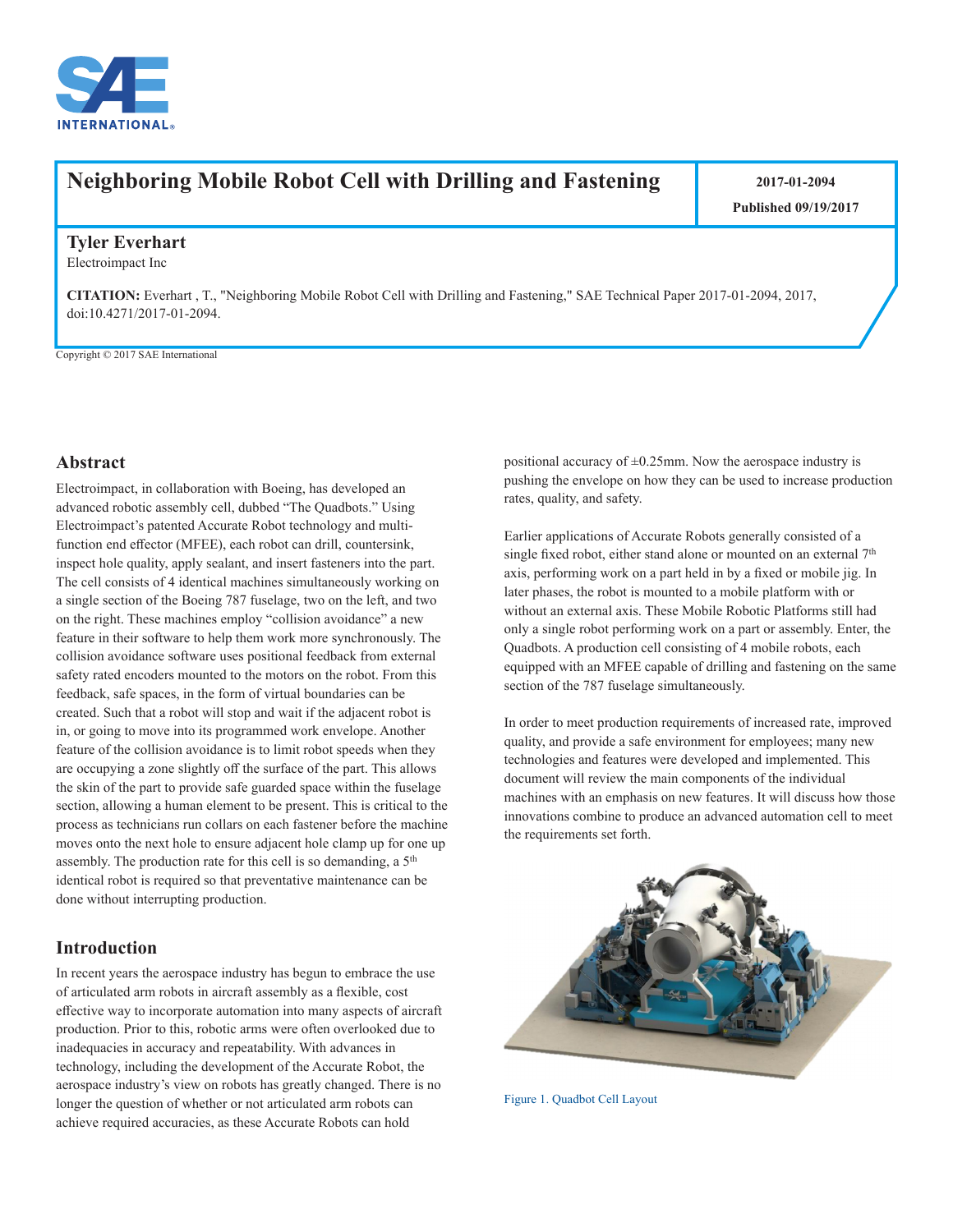# Neighboring Mobile Robot Cell with Drilling and Fastening

**2017-01-2094**

**Published 09/19/2017**

**Tyler Everhart**
Electroimpact Inc

**CITATION:** Everhart , T., "Neighboring Mobile Robot Cell with Drilling and Fastening," SAE Technical Paper 2017-01-2094, 2017, doi:10.4271/2017-01-2094.

Copyright © 2017 SAE International

## Abstract

Electroimpact, in collaboration with Boeing, has developed an advanced robotic assembly cell, dubbed "The Quadbots." Using Electroimpact's patented Accurate Robot technology and multi-function end effector (MFEE), each robot can drill, countersink, inspect hole quality, apply sealant, and insert fasteners into the part. The cell consists of 4 identical machines simultaneously working on a single section of the Boeing 787 fuselage, two on the left, and two on the right. These machines employ "collision avoidance" a new feature in their software to help them work more synchronously. The collision avoidance software uses positional feedback from external safety rated encoders mounted to the motors on the robot. From this feedback, safe spaces, in the form of virtual boundaries can be created. Such that a robot will stop and wait if the adjacent robot is in, or going to move into its programmed work envelope. Another feature of the collision avoidance is to limit robot speeds when they are occupying a zone slightly off the surface of the part. This allows the skin of the part to provide safe guarded space within the fuselage section, allowing a human element to be present. This is critical to the process as technicians run collars on each fastener before the machine moves onto the next hole to ensure adjacent hole clamp up for one up assembly. The production rate for this cell is so demanding, a 5th identical robot is required so that preventative maintenance can be done without interrupting production.

## Introduction

In recent years the aerospace industry has begun to embrace the use of articulated arm robots in aircraft assembly as a flexible, cost effective way to incorporate automation into many aspects of aircraft production. Prior to this, robotic arms were often overlooked due to inadequacies in accuracy and repeatability. With advances in technology, including the development of the Accurate Robot, the aerospace industry's view on robots has greatly changed. There is no longer the question of whether or not articulated arm robots can achieve required accuracies, as these Accurate Robots can hold positional accuracy of ±0.25mm. Now the aerospace industry is pushing the envelope on how they can be used to increase production rates, quality, and safety.

Earlier applications of Accurate Robots generally consisted of a single fixed robot, either stand alone or mounted on an external 7th axis, performing work on a part held in by a fixed or mobile jig. In later phases, the robot is mounted to a mobile platform with or without an external axis. These Mobile Robotic Platforms still had only a single robot performing work on a part or assembly. Enter, the Quadbots. A production cell consisting of 4 mobile robots, each equipped with an MFEE capable of drilling and fastening on the same section of the 787 fuselage simultaneously.

In order to meet production requirements of increased rate, improved quality, and provide a safe environment for employees; many new technologies and features were developed and implemented. This document will review the main components of the individual machines with an emphasis on new features. It will discuss how those innovations combine to produce an advanced automation cell to meet the requirements set forth.

Figure 1. Quadbot Cell Layout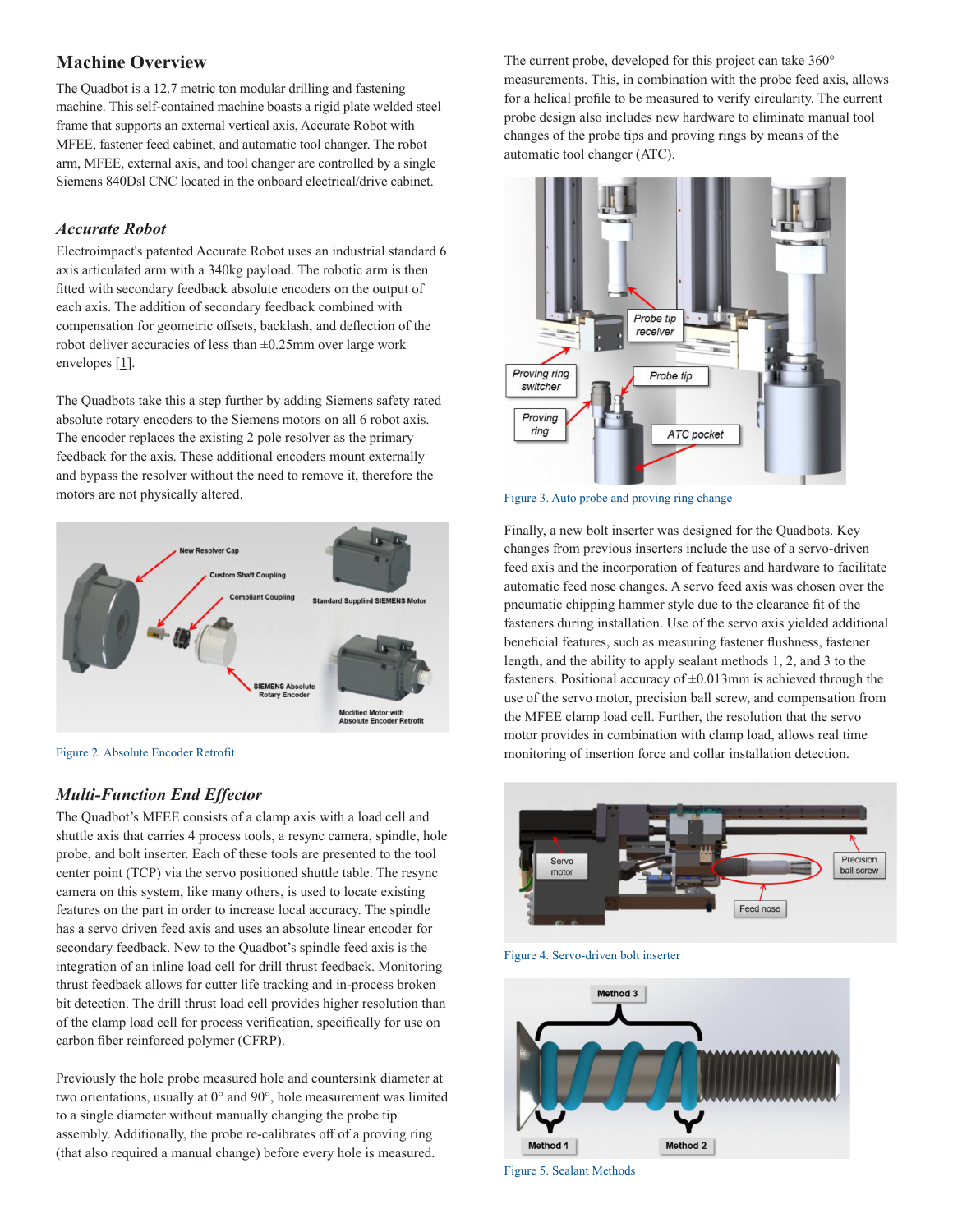## Machine Overview

The Quadbot is a 12.7 metric ton modular drilling and fastening machine. This self-contained machine boasts a rigid plate welded steel frame that supports an external vertical axis, Accurate Robot with MFEE, fastener feed cabinet, and automatic tool changer. The robot arm, MFEE, external axis, and tool changer are controlled by a single Siemens 840Dsl CNC located in the onboard electrical/drive cabinet.

### *Accurate Robot*

Electroimpact's patented Accurate Robot uses an industrial standard 6 axis articulated arm with a 340kg payload. The robotic arm is then fitted with secondary feedback absolute encoders on the output of each axis. The addition of secondary feedback combined with compensation for geometric offsets, backlash, and deflection of the robot deliver accuracies of less than ±0.25mm over large work envelopes [1].

The Quadbots take this a step further by adding Siemens safety rated absolute rotary encoders to the Siemens motors on all 6 robot axis. The encoder replaces the existing 2 pole resolver as the primary feedback for the axis. These additional encoders mount externally and bypass the resolver without the need to remove it, therefore the motors are not physically altered.

Figure 2. Absolute Encoder Retrofit

### *Multi-Function End Effector*

The Quadbot's MFEE consists of a clamp axis with a load cell and shuttle axis that carries 4 process tools, a resync camera, spindle, hole probe, and bolt inserter. Each of these tools are presented to the tool center point (TCP) via the servo positioned shuttle table. The resync camera on this system, like many others, is used to locate existing features on the part in order to increase local accuracy. The spindle has a servo driven feed axis and uses an absolute linear encoder for secondary feedback. New to the Quadbot's spindle feed axis is the integration of an inline load cell for drill thrust feedback. Monitoring thrust feedback allows for cutter life tracking and in-process broken bit detection. The drill thrust load cell provides higher resolution than of the clamp load cell for process verification, specifically for use on carbon fiber reinforced polymer (CFRP).

Previously the hole probe measured hole and countersink diameter at two orientations, usually at 0° and 90°, hole measurement was limited to a single diameter without manually changing the probe tip assembly. Additionally, the probe re-calibrates off of a proving ring (that also required a manual change) before every hole is measured.

The current probe, developed for this project can take 360° measurements. This, in combination with the probe feed axis, allows for a helical profile to be measured to verify circularity. The current probe design also includes new hardware to eliminate manual tool changes of the probe tips and proving rings by means of the automatic tool changer (ATC).

Figure 3. Auto probe and proving ring change

Finally, a new bolt inserter was designed for the Quadbots. Key changes from previous inserters include the use of a servo-driven feed axis and the incorporation of features and hardware to facilitate automatic feed nose changes. A servo feed axis was chosen over the pneumatic chipping hammer style due to the clearance fit of the fasteners during installation. Use of the servo axis yielded additional beneficial features, such as measuring fastener flushness, fastener length, and the ability to apply sealant methods 1, 2, and 3 to the fasteners. Positional accuracy of ±0.013mm is achieved through the use of the servo motor, precision ball screw, and compensation from the MFEE clamp load cell. Further, the resolution that the servo motor provides in combination with clamp load, allows real time monitoring of insertion force and collar installation detection.

Figure 4. Servo-driven bolt inserter

Figure 5. Sealant Methods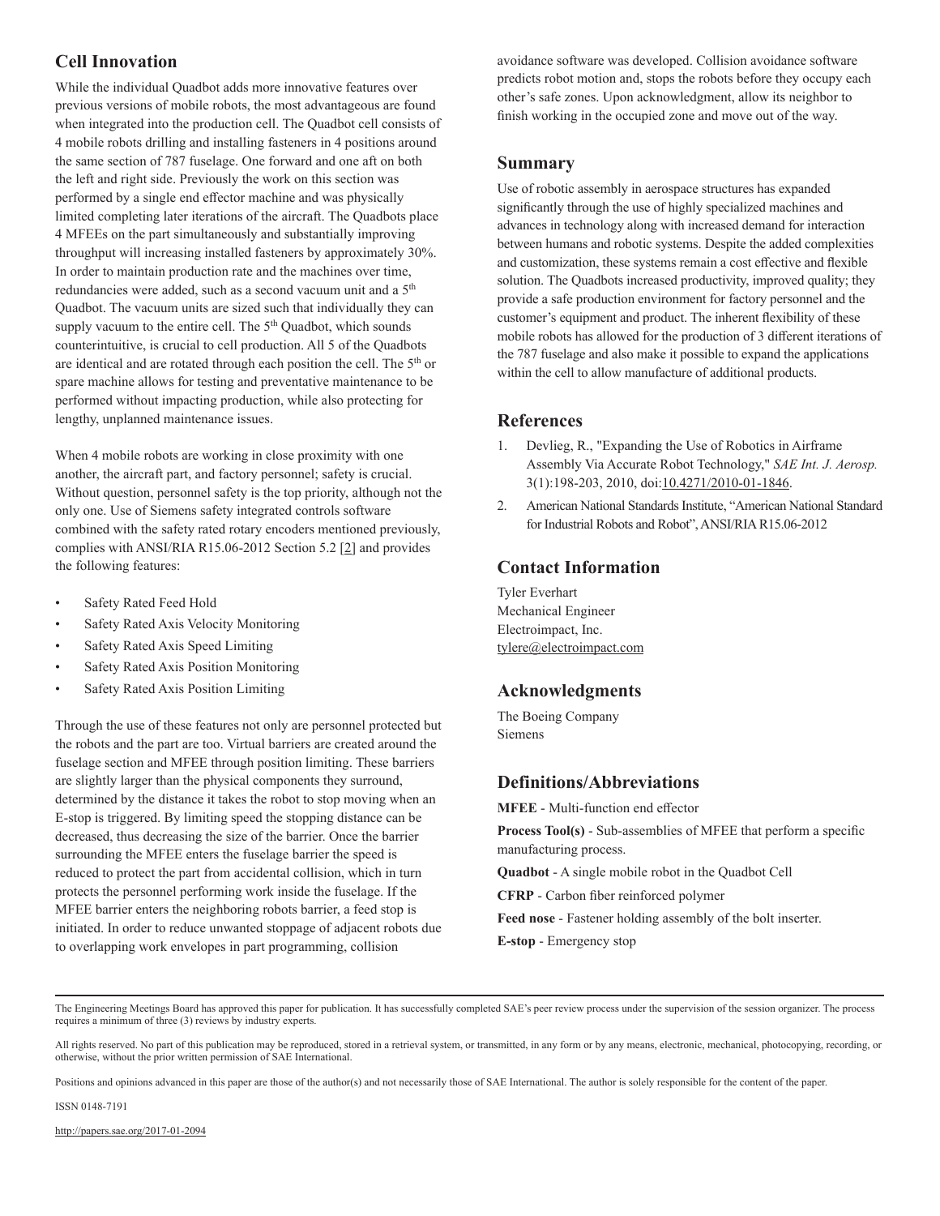## Cell Innovation

While the individual Quadbot adds more innovative features over previous versions of mobile robots, the most advantageous are found when integrated into the production cell. The Quadbot cell consists of 4 mobile robots drilling and installing fasteners in 4 positions around the same section of 787 fuselage. One forward and one aft on both the left and right side. Previously the work on this section was performed by a single end effector machine and was physically limited completing later iterations of the aircraft. The Quadbots place 4 MFEEs on the part simultaneously and substantially improving throughput will increasing installed fasteners by approximately 30%. In order to maintain production rate and the machines over time, redundancies were added, such as a second vacuum unit and a 5th Quadbot. The vacuum units are sized such that individually they can supply vacuum to the entire cell. The 5th Quadbot, which sounds counterintuitive, is crucial to cell production. All 5 of the Quadbots are identical and are rotated through each position the cell. The 5th or spare machine allows for testing and preventative maintenance to be performed without impacting production, while also protecting for lengthy, unplanned maintenance issues.

When 4 mobile robots are working in close proximity with one another, the aircraft part, and factory personnel; safety is crucial. Without question, personnel safety is the top priority, although not the only one. Use of Siemens safety integrated controls software combined with the safety rated rotary encoders mentioned previously, complies with ANSI/RIA R15.06-2012 Section 5.2 [2] and provides the following features:

- Safety Rated Feed Hold
- Safety Rated Axis Velocity Monitoring
- Safety Rated Axis Speed Limiting
- Safety Rated Axis Position Monitoring
- Safety Rated Axis Position Limiting

Through the use of these features not only are personnel protected but the robots and the part are too. Virtual barriers are created around the fuselage section and MFEE through position limiting. These barriers are slightly larger than the physical components they surround, determined by the distance it takes the robot to stop moving when an E-stop is triggered. By limiting speed the stopping distance can be decreased, thus decreasing the size of the barrier. Once the barrier surrounding the MFEE enters the fuselage barrier the speed is reduced to protect the part from accidental collision, which in turn protects the personnel performing work inside the fuselage. If the MFEE barrier enters the neighboring robots barrier, a feed stop is initiated. In order to reduce unwanted stoppage of adjacent robots due to overlapping work envelopes in part programming, collision avoidance software was developed. Collision avoidance software predicts robot motion and, stops the robots before they occupy each other's safe zones. Upon acknowledgment, allow its neighbor to finish working in the occupied zone and move out of the way.

## Summary

Use of robotic assembly in aerospace structures has expanded significantly through the use of highly specialized machines and advances in technology along with increased demand for interaction between humans and robotic systems. Despite the added complexities and customization, these systems remain a cost effective and flexible solution. The Quadbots increased productivity, improved quality; they provide a safe production environment for factory personnel and the customer's equipment and product. The inherent flexibility of these mobile robots has allowed for the production of 3 different iterations of the 787 fuselage and also make it possible to expand the applications within the cell to allow manufacture of additional products.

## References

1. Devlieg, R., "Expanding the Use of Robotics in Airframe Assembly Via Accurate Robot Technology," *SAE Int. J. Aerosp.* 3(1):198-203, 2010, doi:10.4271/2010-01-1846.
2. American National Standards Institute, "American National Standard for Industrial Robots and Robot", ANSI/RIA R15.06-2012

## Contact Information

Tyler Everhart
Mechanical Engineer
Electroimpact, Inc.
tylere@electroimpact.com

## Acknowledgments

The Boeing Company
Siemens

## Definitions/Abbreviations

**MFEE** - Multi-function end effector

**Process Tool(s)** - Sub-assemblies of MFEE that perform a specific manufacturing process.

**Quadbot** - A single mobile robot in the Quadbot Cell

**CFRP** - Carbon fiber reinforced polymer

**Feed nose** - Fastener holding assembly of the bolt inserter.

**E-stop** - Emergency stop

---

The Engineering Meetings Board has approved this paper for publication. It has successfully completed SAE's peer review process under the supervision of the session organizer. The process requires a minimum of three (3) reviews by industry experts.

All rights reserved. No part of this publication may be reproduced, stored in a retrieval system, or transmitted, in any form or by any means, electronic, mechanical, photocopying, recording, or otherwise, without the prior written permission of SAE International.

Positions and opinions advanced in this paper are those of the author(s) and not necessarily those of SAE International. The author is solely responsible for the content of the paper.

ISSN 0148-7191

http://papers.sae.org/2017-01-2094